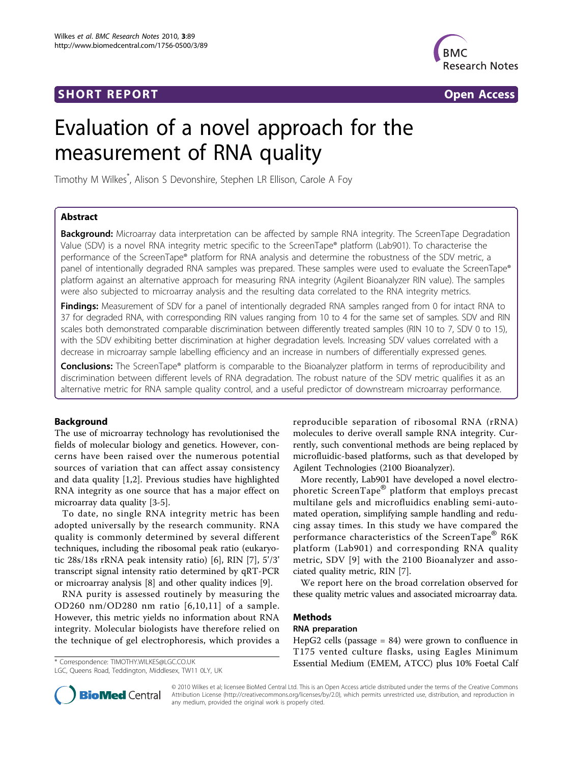SHORT REPORT **Open Access**

# Evaluation of a novel approach for the measurement of RNA quality

Timothy M Wilkes*, Alison S Devonshire, Stephen LR Ellison, Carole A Foy

## Abstract

**Background:** Microarray data interpretation can be affected by sample RNA integrity. The ScreenTape Degradation Value (SDV) is a novel RNA integrity metric specific to the ScreenTape® platform (Lab901). To characterise the performance of the ScreenTape® platform for RNA analysis and determine the robustness of the SDV metric, a panel of intentionally degraded RNA samples was prepared. These samples were used to evaluate the ScreenTape® platform against an alternative approach for measuring RNA integrity (Agilent Bioanalyzer RIN value). The samples were also subjected to microarray analysis and the resulting data correlated to the RNA integrity metrics.

**Findings:** Measurement of SDV for a panel of intentionally degraded RNA samples ranged from 0 for intact RNA to 37 for degraded RNA, with corresponding RIN values ranging from 10 to 4 for the same set of samples. SDV and RIN scales both demonstrated comparable discrimination between differently treated samples (RIN 10 to 7, SDV 0 to 15), with the SDV exhibiting better discrimination at higher degradation levels. Increasing SDV values correlated with a decrease in microarray sample labelling efficiency and an increase in numbers of differentially expressed genes.

**Conclusions:** The ScreenTape® platform is comparable to the Bioanalyzer platform in terms of reproducibility and discrimination between different levels of RNA degradation. The robust nature of the SDV metric qualifies it as an alternative metric for RNA sample quality control, and a useful predictor of downstream microarray performance.

## Background

The use of microarray technology has revolutionised the fields of molecular biology and genetics. However, concerns have been raised over the numerous potential sources of variation that can affect assay consistency and data quality [1,2]. Previous studies have highlighted RNA integrity as one source that has a major effect on microarray data quality [3-5].

To date, no single RNA integrity metric has been adopted universally by the research community. RNA quality is commonly determined by several different techniques, including the ribosomal peak ratio (eukaryotic 28s/18s rRNA peak intensity ratio) [6], RIN [7], 5'/3' transcript signal intensity ratio determined by qRT-PCR or microarray analysis [8] and other quality indices [9].

RNA purity is assessed routinely by measuring the OD260 nm/OD280 nm ratio [6,10,11] of a sample. However, this metric yields no information about RNA integrity. Molecular biologists have therefore relied on the technique of gel electrophoresis, which provides a reproducible separation of ribosomal RNA (rRNA) molecules to derive overall sample RNA integrity. Currently, such conventional methods are being replaced by microfluidic-based platforms, such as that developed by Agilent Technologies (2100 Bioanalyzer).

More recently, Lab901 have developed a novel electrophoretic ScreenTape® platform that employs precast multilane gels and microfluidics enabling semi-automated operation, simplifying sample handling and reducing assay times. In this study we have compared the performance characteristics of the ScreenTape® R6K platform (Lab901) and corresponding RNA quality metric, SDV [9] with the 2100 Bioanalyzer and associated quality metric, RIN [7].

We report here on the broad correlation observed for these quality metric values and associated microarray data.

## Methods

### RNA preparation

HepG2 cells (passage = 84) were grown to confluence in T175 vented culture flasks, using Eagles Minimum Essential Medium (EMEM, ATCC) plus 10% Foetal Calf

\* Correspondence: TIMOTHY.WILKES@LGC.CO.UK
LGC, Queens Road, Teddington, Middlesex, TW11 0LY, UK

© 2010 Wilkes et al; licensee BioMed Central Ltd. This is an Open Access article distributed under the terms of the Creative Commons Attribution License (http://creativecommons.org/licenses/by/2.0), which permits unrestricted use, distribution, and reproduction in any medium, provided the original work is properly cited.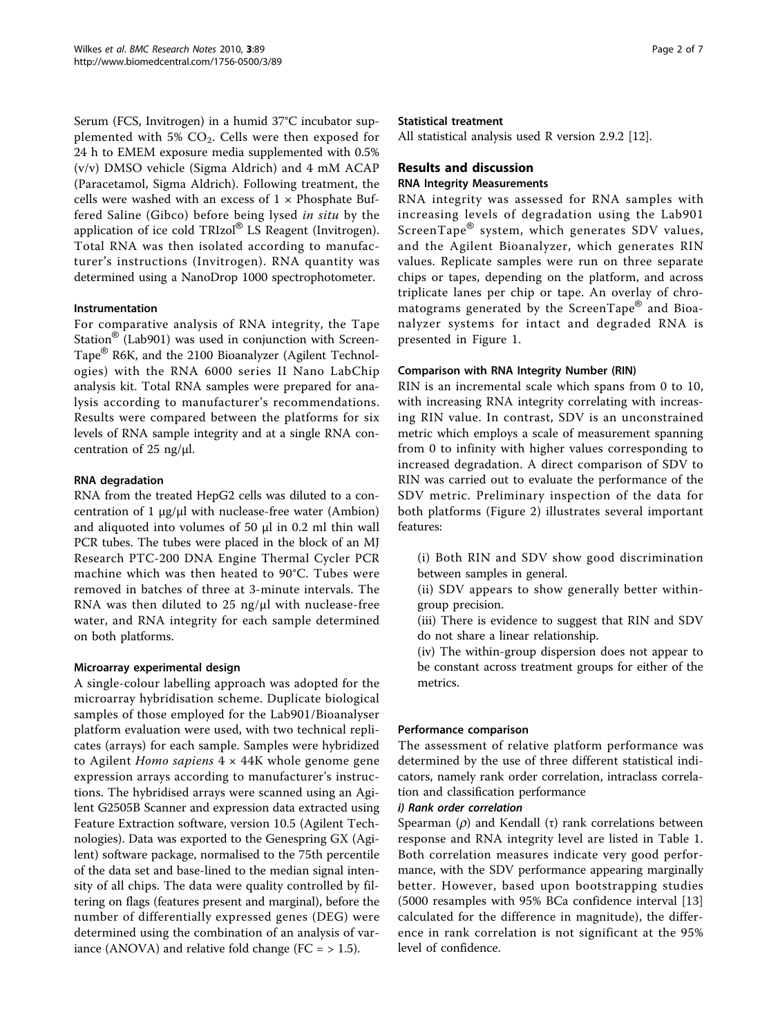Serum (FCS, Invitrogen) in a humid 37°C incubator supplemented with 5% $CO_2$. Cells were then exposed for 24 h to EMEM exposure media supplemented with 0.5% (v/v) DMSO vehicle (Sigma Aldrich) and 4 mM ACAP (Paracetamol, Sigma Aldrich). Following treatment, the cells were washed with an excess of 1 × Phosphate Buffered Saline (Gibco) before being lysed *in situ* by the application of ice cold TRIzol® LS Reagent (Invitrogen). Total RNA was then isolated according to manufacturer's instructions (Invitrogen). RNA quantity was determined using a NanoDrop 1000 spectrophotometer.

#### Instrumentation

For comparative analysis of RNA integrity, the Tape Station® (Lab901) was used in conjunction with ScreenTape® R6K, and the 2100 Bioanalyzer (Agilent Technologies) with the RNA 6000 series II Nano LabChip analysis kit. Total RNA samples were prepared for analysis according to manufacturer's recommendations. Results were compared between the platforms for six levels of RNA sample integrity and at a single RNA concentration of 25 ng/μl.

#### RNA degradation

RNA from the treated HepG2 cells was diluted to a concentration of 1 μg/μl with nuclease-free water (Ambion) and aliquoted into volumes of 50 μl in 0.2 ml thin wall PCR tubes. The tubes were placed in the block of an MJ Research PTC-200 DNA Engine Thermal Cycler PCR machine which was then heated to 90°C. Tubes were removed in batches of three at 3-minute intervals. The RNA was then diluted to 25 ng/μl with nuclease-free water, and RNA integrity for each sample determined on both platforms.

#### Microarray experimental design

A single-colour labelling approach was adopted for the microarray hybridisation scheme. Duplicate biological samples of those employed for the Lab901/Bioanalyser platform evaluation were used, with two technical replicates (arrays) for each sample. Samples were hybridized to Agilent *Homo sapiens* 4 × 44K whole genome gene expression arrays according to manufacturer's instructions. The hybridised arrays were scanned using an Agilent G2505B Scanner and expression data extracted using Feature Extraction software, version 10.5 (Agilent Technologies). Data was exported to the Genespring GX (Agilent) software package, normalised to the 75th percentile of the data set and base-lined to the median signal intensity of all chips. The data were quality controlled by filtering on flags (features present and marginal), before the number of differentially expressed genes (DEG) were determined using the combination of an analysis of variance (ANOVA) and relative fold change (FC = > 1.5).

#### Statistical treatment

All statistical analysis used R version 2.9.2 [12].

## Results and discussion

### RNA Integrity Measurements

RNA integrity was assessed for RNA samples with increasing levels of degradation using the Lab901 ScreenTape® system, which generates SDV values, and the Agilent Bioanalyzer, which generates RIN values. Replicate samples were run on three separate chips or tapes, depending on the platform, and across triplicate lanes per chip or tape. An overlay of chromatograms generated by the ScreenTape® and Bioanalyzer systems for intact and degraded RNA is presented in Figure 1.

#### Comparison with RNA Integrity Number (RIN)

RIN is an incremental scale which spans from 0 to 10, with increasing RNA integrity correlating with increasing RIN value. In contrast, SDV is an unconstrained metric which employs a scale of measurement spanning from 0 to infinity with higher values corresponding to increased degradation. A direct comparison of SDV to RIN was carried out to evaluate the performance of the SDV metric. Preliminary inspection of the data for both platforms (Figure 2) illustrates several important features:

(i) Both RIN and SDV show good discrimination between samples in general.

(ii) SDV appears to show generally better within-group precision.

(iii) There is evidence to suggest that RIN and SDV do not share a linear relationship.

(iv) The within-group dispersion does not appear to be constant across treatment groups for either of the metrics.

#### Performance comparison

The assessment of relative platform performance was determined by the use of three different statistical indicators, namely rank order correlation, intraclass correlation and classification performance

***i) Rank order correlation***

Spearman ($\rho$) and Kendall ($\tau$) rank correlations between response and RNA integrity level are listed in Table 1. Both correlation measures indicate very good performance, with the SDV performance appearing marginally better. However, based upon bootstrapping studies (5000 resamples with 95% BCa confidence interval [13] calculated for the difference in magnitude), the difference in rank correlation is not significant at the 95% level of confidence.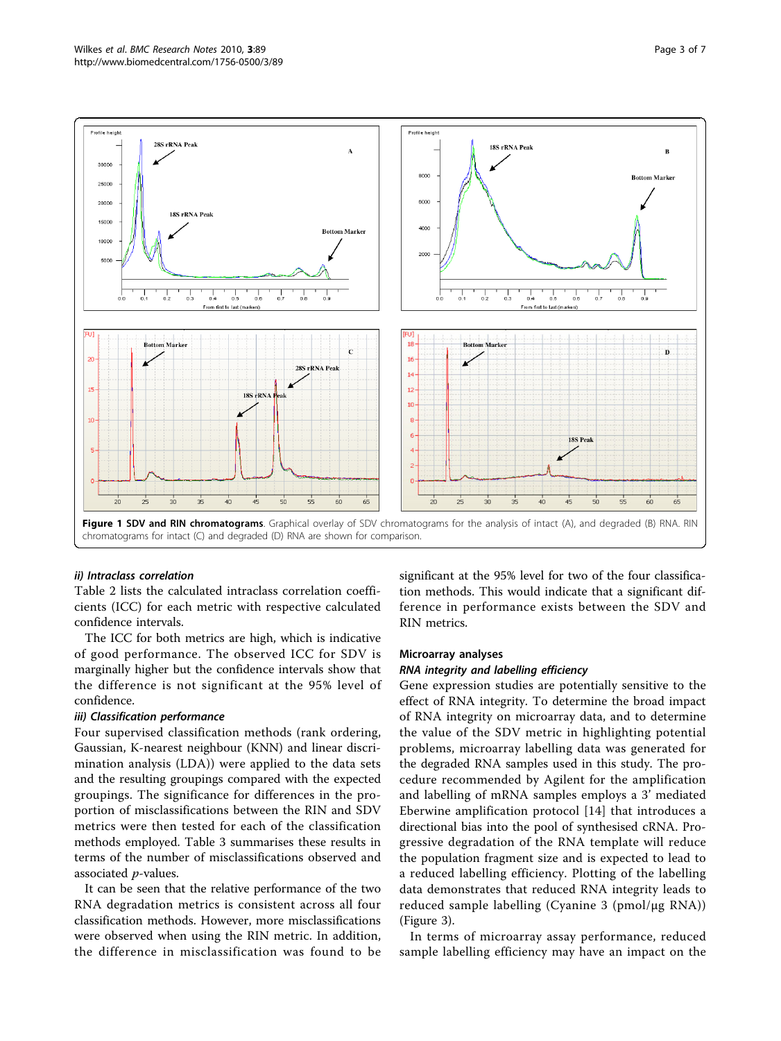Profile height

28S rRNA Peak

A

18S rRNA Peak

Bottom Marker

From first to last (markers)

Profile height

18S rRNA Peak

B

Bottom Marker

From first to last (markers)

[FU]

Bottom Marker

C

28S rRNA Peak

18S rRNA Peak

[FU]

Bottom Marker

D

18S Peak

**Figure 1 SDV and RIN chromatograms**. Graphical overlay of SDV chromatograms for the analysis of intact (A), and degraded (B) RNA. RIN chromatograms for intact (C) and degraded (D) RNA are shown for comparison.

#### *ii) Intraclass correlation*

Table 2 lists the calculated intraclass correlation coefficients (ICC) for each metric with respective calculated confidence intervals.

The ICC for both metrics are high, which is indicative of good performance. The observed ICC for SDV is marginally higher but the confidence intervals show that the difference is not significant at the 95% level of confidence.

#### *iii) Classification performance*

Four supervised classification methods (rank ordering, Gaussian, K-nearest neighbour (KNN) and linear discrimination analysis (LDA)) were applied to the data sets and the resulting groupings compared with the expected groupings. The significance for differences in the proportion of misclassifications between the RIN and SDV metrics were then tested for each of the classification methods employed. Table 3 summarises these results in terms of the number of misclassifications observed and associated $p$-values.

It can be seen that the relative performance of the two RNA degradation metrics is consistent across all four classification methods. However, more misclassifications were observed when using the RIN metric. In addition, the difference in misclassification was found to be significant at the 95% level for two of the four classification methods. This would indicate that a significant difference in performance exists between the SDV and RIN metrics.

### Microarray analyses

#### *RNA integrity and labelling efficiency*

Gene expression studies are potentially sensitive to the effect of RNA integrity. To determine the broad impact of RNA integrity on microarray data, and to determine the value of the SDV metric in highlighting potential problems, microarray labelling data was generated for the degraded RNA samples used in this study. The procedure recommended by Agilent for the amplification and labelling of mRNA samples employs a 3' mediated Eberwine amplification protocol [14] that introduces a directional bias into the pool of synthesised cRNA. Progressive degradation of the RNA template will reduce the population fragment size and is expected to lead to a reduced labelling efficiency. Plotting of the labelling data demonstrates that reduced RNA integrity leads to reduced sample labelling (Cyanine 3 (pmol/μg RNA)) (Figure 3).

In terms of microarray assay performance, reduced sample labelling efficiency may have an impact on the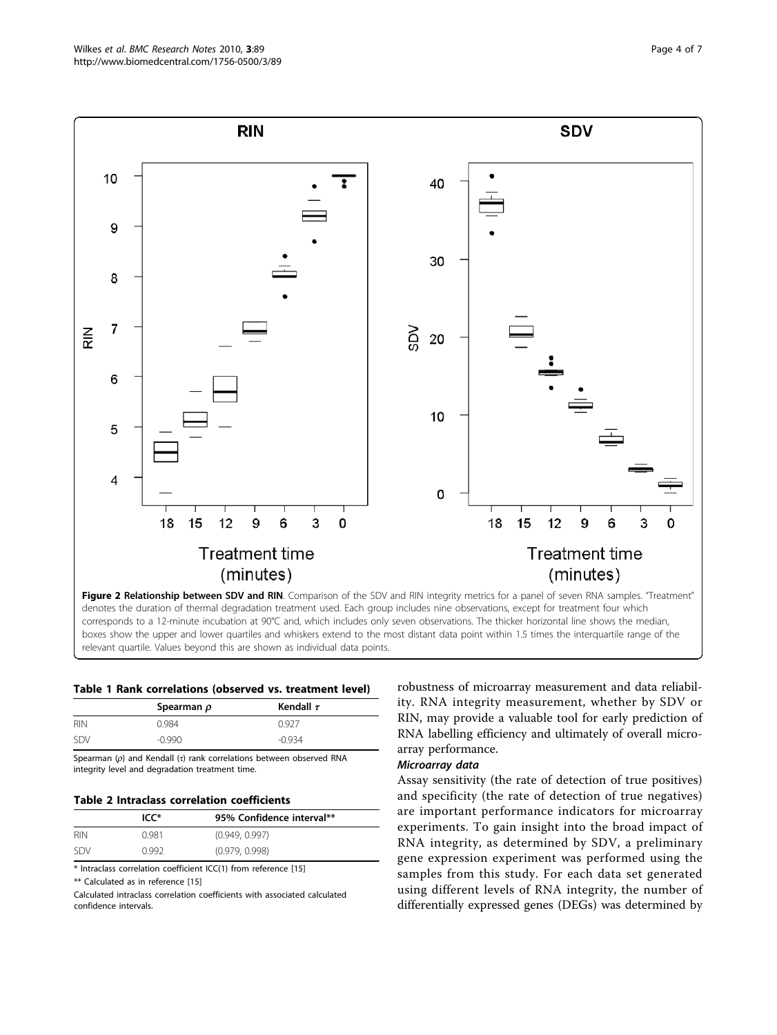**Figure 2 Relationship between SDV and RIN**. Comparison of the SDV and RIN integrity metrics for a panel of seven RNA samples. "Treatment" denotes the duration of thermal degradation treatment used. Each group includes nine observations, except for treatment four which corresponds to a 12-minute incubation at 90°C and, which includes only seven observations. The thicker horizontal line shows the median, boxes show the upper and lower quartiles and whiskers extend to the most distant data point within 1.5 times the interquartile range of the relevant quartile. Values beyond this are shown as individual data points.

**Table 1 Rank correlations (observed vs. treatment level)**

| | Spearman $\rho$ | Kendall $\tau$ |
|---|---|---|
| RIN | 0.984 | 0.927 |
| SDV | -0.990 | -0.934 |

Spearman ($\rho$) and Kendall ($\tau$) rank correlations between observed RNA integrity level and degradation treatment time.

**Table 2 Intraclass correlation coefficients**

| | ICC* | 95% Confidence interval** |
|---|---|---|
| RIN | 0.981 | (0.949, 0.997) |
| SDV | 0.992 | (0.979, 0.998) |

* Intraclass correlation coefficient ICC(1) from reference [15]

** Calculated as in reference [15]

Calculated intraclass correlation coefficients with associated calculated confidence intervals.

robustness of microarray measurement and data reliability. RNA integrity measurement, whether by SDV or RIN, may provide a valuable tool for early prediction of RNA labelling efficiency and ultimately of overall microarray performance.

#### *Microarray data*

Assay sensitivity (the rate of detection of true positives) and specificity (the rate of detection of true negatives) are important performance indicators for microarray experiments. To gain insight into the broad impact of RNA integrity, as determined by SDV, a preliminary gene expression experiment was performed using the samples from this study. For each data set generated using different levels of RNA integrity, the number of differentially expressed genes (DEGs) was determined by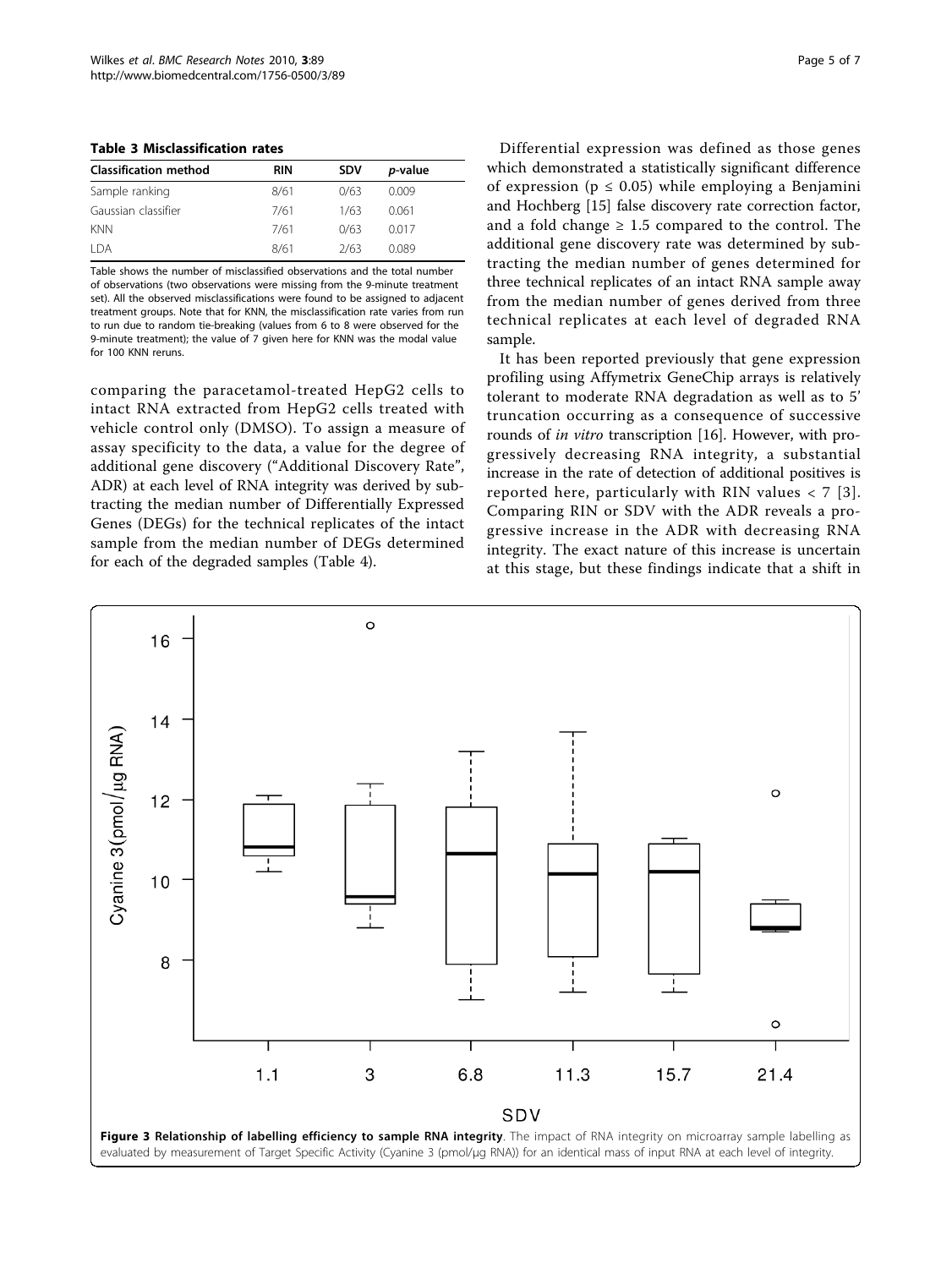**Table 3 Misclassification rates**

| Classification method | RIN | SDV | *p*-value |
|---|---|---|---|
| Sample ranking | 8/61 | 0/63 | 0.009 |
| Gaussian classifier | 7/61 | 1/63 | 0.061 |
| KNN | 7/61 | 0/63 | 0.017 |
| LDA | 8/61 | 2/63 | 0.089 |

Table shows the number of misclassified observations and the total number of observations (two observations were missing from the 9-minute treatment set). All the observed misclassifications were found to be assigned to adjacent treatment groups. Note that for KNN, the misclassification rate varies from run to run due to random tie-breaking (values from 6 to 8 were observed for the 9-minute treatment); the value of 7 given here for KNN was the modal value for 100 KNN reruns.

comparing the paracetamol-treated HepG2 cells to intact RNA extracted from HepG2 cells treated with vehicle control only (DMSO). To assign a measure of assay specificity to the data, a value for the degree of additional gene discovery ("Additional Discovery Rate", ADR) at each level of RNA integrity was derived by subtracting the median number of Differentially Expressed Genes (DEGs) for the technical replicates of the intact sample from the median number of DEGs determined for each of the degraded samples (Table 4).

Differential expression was defined as those genes which demonstrated a statistically significant difference of expression ($p \leq 0.05$) while employing a Benjamini and Hochberg [15] false discovery rate correction factor, and a fold change $\geq 1.5$ compared to the control. The additional gene discovery rate was determined by subtracting the median number of genes determined for three technical replicates of an intact RNA sample away from the median number of genes derived from three technical replicates at each level of degraded RNA sample.

It has been reported previously that gene expression profiling using Affymetrix GeneChip arrays is relatively tolerant to moderate RNA degradation as well as to 5' truncation occurring as a consequence of successive rounds of *in vitro* transcription [16]. However, with progressively decreasing RNA integrity, a substantial increase in the rate of detection of additional positives is reported here, particularly with RIN values < 7 [3]. Comparing RIN or SDV with the ADR reveals a progressive increase in the ADR with decreasing RNA integrity. The exact nature of this increase is uncertain at this stage, but these findings indicate that a shift in

**Figure 3 Relationship of labelling efficiency to sample RNA integrity**. The impact of RNA integrity on microarray sample labelling as evaluated by measurement of Target Specific Activity (Cyanine 3 (pmol/μg RNA)) for an identical mass of input RNA at each level of integrity.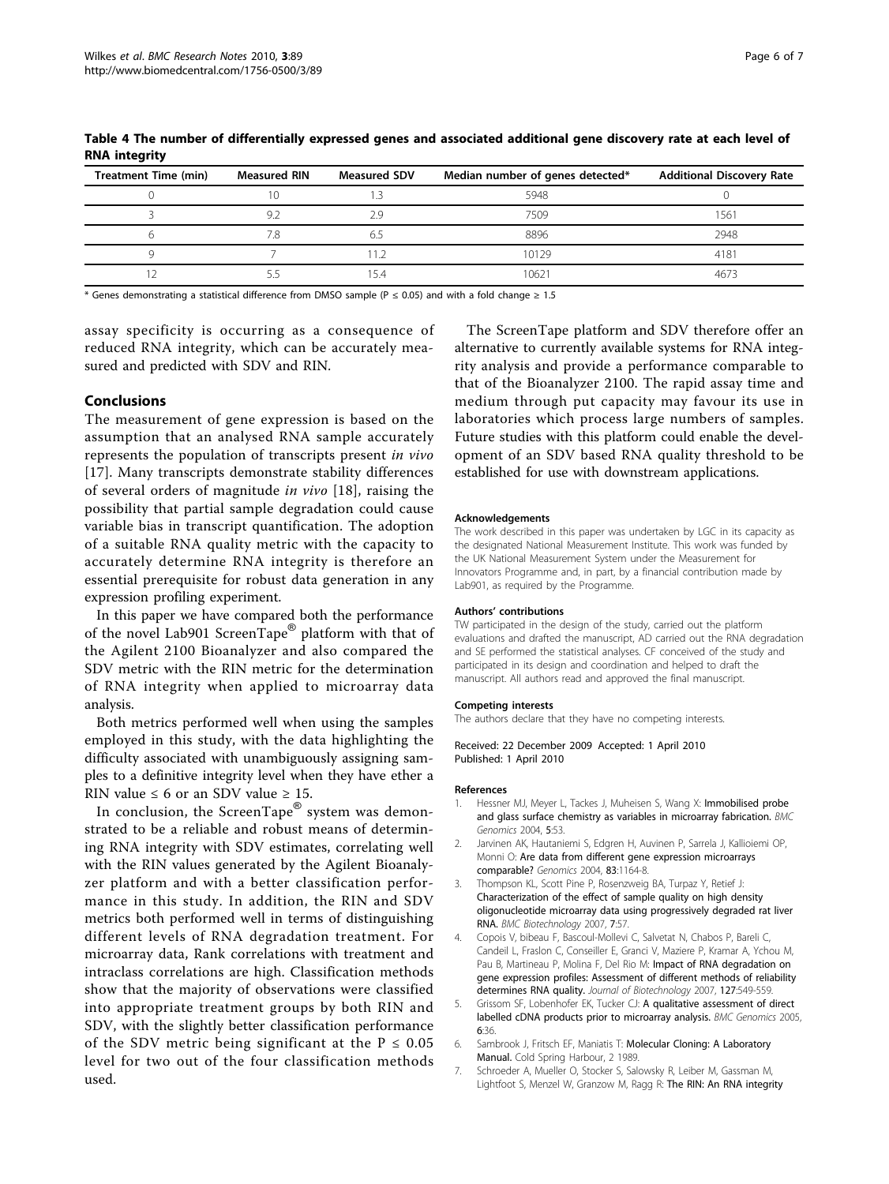**Table 4 The number of differentially expressed genes and associated additional gene discovery rate at each level of RNA integrity**

| Treatment Time (min) | Measured RIN | Measured SDV | Median number of genes detected* | Additional Discovery Rate |
| --- | --- | --- | --- | --- |
| 0 | 10 | 1.3 | 5948 | 0 |
| 3 | 9.2 | 2.9 | 7509 | 1561 |
| 6 | 7.8 | 6.5 | 8896 | 2948 |
| 9 | 7 | 11.2 | 10129 | 4181 |
| 12 | 5.5 | 15.4 | 10621 | 4673 |

* Genes demonstrating a statistical difference from DMSO sample ($P \leq 0.05$) and with a fold change $\geq 1.5$

assay specificity is occurring as a consequence of reduced RNA integrity, which can be accurately measured and predicted with SDV and RIN.

## Conclusions

The measurement of gene expression is based on the assumption that an analysed RNA sample accurately represents the population of transcripts present *in vivo* [17]. Many transcripts demonstrate stability differences of several orders of magnitude *in vivo* [18], raising the possibility that partial sample degradation could cause variable bias in transcript quantification. The adoption of a suitable RNA quality metric with the capacity to accurately determine RNA integrity is therefore an essential prerequisite for robust data generation in any expression profiling experiment.

In this paper we have compared both the performance of the novel Lab901 ScreenTape® platform with that of the Agilent 2100 Bioanalyzer and also compared the SDV metric with the RIN metric for the determination of RNA integrity when applied to microarray data analysis.

Both metrics performed well when using the samples employed in this study, with the data highlighting the difficulty associated with unambiguously assigning samples to a definitive integrity level when they have either a RIN value ≤ 6 or an SDV value ≥ 15.

In conclusion, the ScreenTape® system was demonstrated to be a reliable and robust means of determining RNA integrity with SDV estimates, correlating well with the RIN values generated by the Agilent Bioanalyzer platform and with a better classification performance in this study. In addition, the RIN and SDV metrics both performed well in terms of distinguishing different levels of RNA degradation treatment. For microarray data, Rank correlations with treatment and intraclass correlations are high. Classification methods show that the majority of observations were classified into appropriate treatment groups by both RIN and SDV, with the slightly better classification performance of the SDV metric being significant at the $P \leq 0.05$ level for two out of the four classification methods used.

The ScreenTape platform and SDV therefore offer an alternative to currently available systems for RNA integrity analysis and provide a performance comparable to that of the Bioanalyzer 2100. The rapid assay time and medium through put capacity may favour its use in laboratories which process large numbers of samples. Future studies with this platform could enable the development of an SDV based RNA quality threshold to be established for use with downstream applications.

#### Acknowledgements

The work described in this paper was undertaken by LGC in its capacity as the designated National Measurement Institute. This work was funded by the UK National Measurement System under the Measurement for Innovators Programme and, in part, by a financial contribution made by Lab901, as required by the Programme.

#### Authors' contributions

TW participated in the design of the study, carried out the platform evaluations and drafted the manuscript, AD carried out the RNA degradation and SE performed the statistical analyses. CF conceived of the study and participated in its design and coordination and helped to draft the manuscript. All authors read and approved the final manuscript.

#### Competing interests

The authors declare that they have no competing interests.

Received: 22 December 2009 Accepted: 1 April 2010
Published: 1 April 2010

#### References

1. Hessner MJ, Meyer L, Tackes J, Muheisen S, Wang X: **Immobilised probe and glass surface chemistry as variables in microarray fabrication.** *BMC Genomics* 2004, **5**:53.
2. Jarvinen AK, Hautaniemi S, Edgren H, Auvinen P, Sarrela J, Kallioiemi OP, Monni O: **Are data from different gene expression microarrays comparable?** *Genomics* 2004, **83**:1164-8.
3. Thompson KL, Scott Pine P, Rosenzweig BA, Turpaz Y, Retief J: **Characterization of the effect of sample quality on high density oligonucleotide microarray data using progressively degraded rat liver RNA.** *BMC Biotechnology* 2007, **7**:57.
4. Copois V, bibeau F, Bascoul-Mollevi C, Salvetat N, Chabos P, Bareli C, Candeil L, Fraslon C, Conseiller E, Granci V, Maziere P, Kramar A, Ychou M, Pau B, Martineau P, Molina F, Del Rio M: **Impact of RNA degradation on gene expression profiles: Assessment of different methods of reliability determines RNA quality.** *Journal of Biotechnology* 2007, **127**:549-559.
5. Grissom SF, Lobenhofer EK, Tucker CJ: **A qualitative assessment of direct labelled cDNA products prior to microarray analysis.** *BMC Genomics* 2005, **6**:36.
6. Sambrook J, Fritsch EF, Maniatis T: **Molecular Cloning: A Laboratory Manual.** Cold Spring Harbour, 2 1989.
7. Schroeder A, Mueller O, Stocker S, Salowsky R, Leiber M, Gassman M, Lightfoot S, Menzel W, Granzow M, Ragg R: **The RIN: An RNA integrity**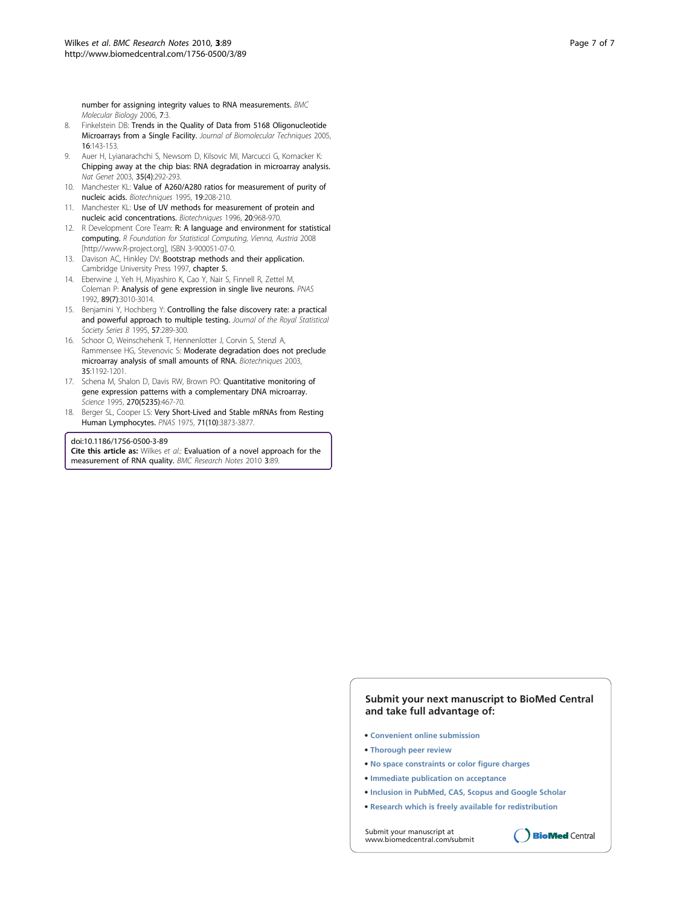number for assigning integrity values to RNA measurements. *BMC Molecular Biology* 2006, **7**:3.

8. Finkelstein DB: **Trends in the Quality of Data from 5168 Oligonucleotide Microarrays from a Single Facility.** *Journal of Biomolecular Techniques* 2005, **16**:143-153.
9. Auer H, Lyianarachchi S, Newsom D, Kilsovic MI, Marcucci G, Kornacker K: **Chipping away at the chip bias: RNA degradation in microarray analysis.** *Nat Genet* 2003, **35(4)**:292-293.
10. Manchester KL: **Value of A260/A280 ratios for measurement of purity of nucleic acids.** *Biotechniques* 1995, **19**:208-210.
11. Manchester KL: **Use of UV methods for measurement of protein and nucleic acid concentrations.** *Biotechniques* 1996, **20**:968-970.
12. R Development Core Team: **R: A language and environment for statistical computing.** *R Foundation for Statistical Computing, Vienna, Austria* 2008 [http://www.R-project.org], ISBN 3-900051-07-0.
13. Davison AC, Hinkley DV: **Bootstrap methods and their application.** Cambridge University Press 1997, **chapter 5**.
14. Eberwine J, Yeh H, Miyashiro K, Cao Y, Nair S, Finnell R, Zettel M, Coleman P: **Analysis of gene expression in single live neurons.** *PNAS* 1992, **89(7)**:3010-3014.
15. Benjamini Y, Hochberg Y: **Controlling the false discovery rate: a practical and powerful approach to multiple testing.** *Journal of the Royal Statistical Society Series B* 1995, **57**:289-300.
16. Schoor O, Weinschehenk T, Hennenlotter J, Corvin S, Stenzl A, Rammensee HG, Stevenovic S: **Moderate degradation does not preclude microarray analysis of small amounts of RNA.** *Biotechniques* 2003, **35**:1192-1201.
17. Schena M, Shalon D, Davis RW, Brown PO: **Quantitative monitoring of gene expression patterns with a complementary DNA microarray.** *Science* 1995, **270(5235)**:467-70.
18. Berger SL, Cooper LS: **Very Short-Lived and Stable mRNAs from Resting Human Lymphocytes.** *PNAS* 1975, **71(10)**:3873-3877.

doi:10.1186/1756-0500-3-89
**Cite this article as:** Wilkes *et al.*: Evaluation of a novel approach for the measurement of RNA quality. *BMC Research Notes* 2010 **3**:89.

**Submit your next manuscript to BioMed Central and take full advantage of:**

- Convenient online submission
- Thorough peer review
- No space constraints or color figure charges
- Immediate publication on acceptance
- Inclusion in PubMed, CAS, Scopus and Google Scholar
- Research which is freely available for redistribution

Submit your manuscript at
www.biomedcentral.com/submit

BioMed Central